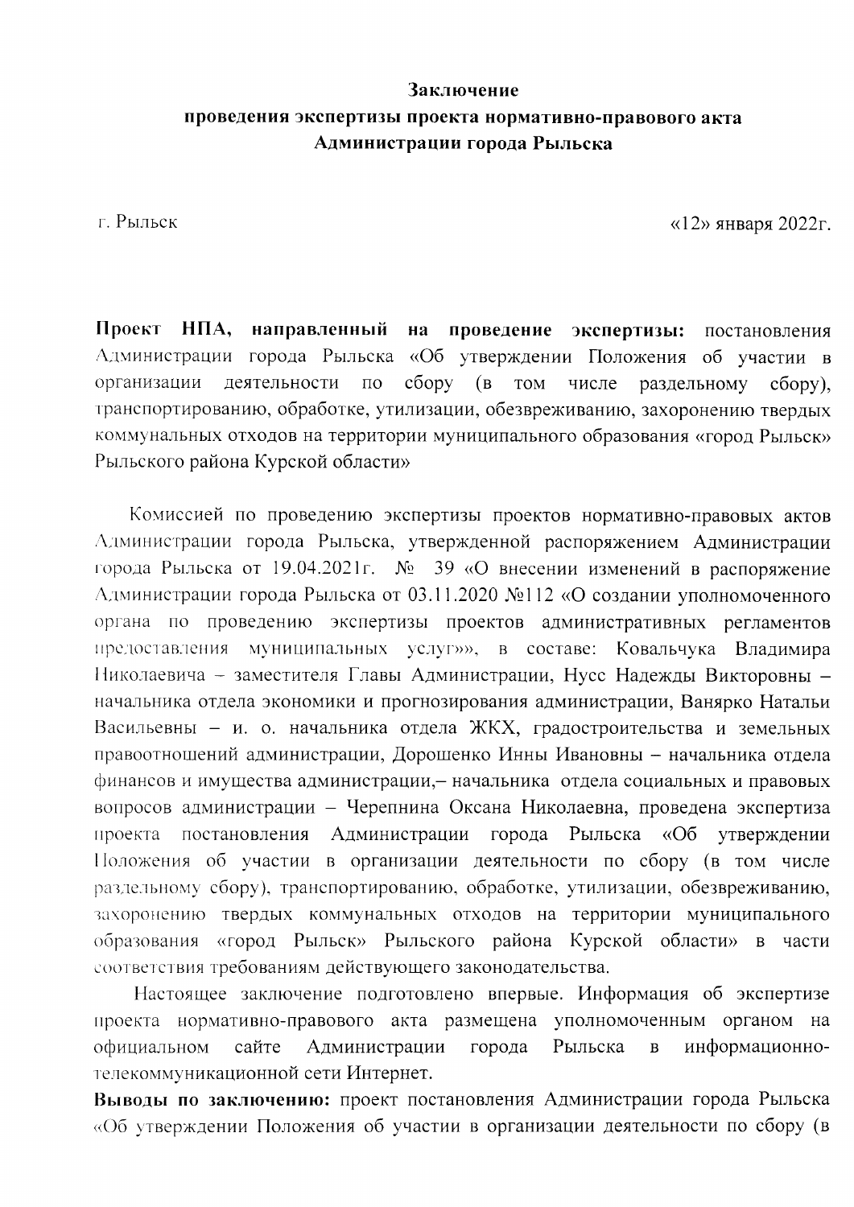**Заключение**
**проведения экспертизы проекта нормативно-правового акта**
**Администрации города Рыльска**

г. Рыльск «12» января 2022г.

**Проект НПА, направленный на проведение экспертизы:** постановления Администрации города Рыльска «Об утверждении Положения об участии в организации деятельности по сбору (в том числе раздельному сбору), транспортированию, обработке, утилизации, обезвреживанию, захоронению твердых коммунальных отходов на территории муниципального образования «город Рыльск» Рыльского района Курской области»

Комиссией по проведению экспертизы проектов нормативно-правовых актов Администрации города Рыльска, утвержденной распоряжением Администрации города Рыльска от 19.04.2021г. № 39 «О внесении изменений в распоряжение Администрации города Рыльска от 03.11.2020 №112 «О создании уполномоченного органа по проведению экспертизы проектов административных регламентов предоставления муниципальных услуг»», в составе: Ковальчука Владимира Николаевича – заместителя Главы Администрации, Нусс Надежды Викторовны – начальника отдела экономики и прогнозирования администрации, Ванярко Натальи Васильевны – и. о. начальника отдела ЖКХ, градостроительства и земельных правоотношений администрации, Дорошенко Инны Ивановны – начальника отдела финансов и имущества администрации,– начальника отдела социальных и правовых вопросов администрации – Черепнина Оксана Николаевна, проведена экспертиза проекта постановления Администрации города Рыльска «Об утверждении Положения об участии в организации деятельности по сбору (в том числе раздельному сбору), транспортированию, обработке, утилизации, обезвреживанию, захоронению твердых коммунальных отходов на территории муниципального образования «город Рыльск» Рыльского района Курской области» в части соответствия требованиям действующего законодательства.

Настоящее заключение подготовлено впервые. Информация об экспертизе проекта нормативно-правового акта размещена уполномоченным органом на официальном сайте Администрации города Рыльска в информационно-телекоммуникационной сети Интернет.

**Выводы по заключению:** проект постановления Администрации города Рыльска «Об утверждении Положения об участии в организации деятельности по сбору (в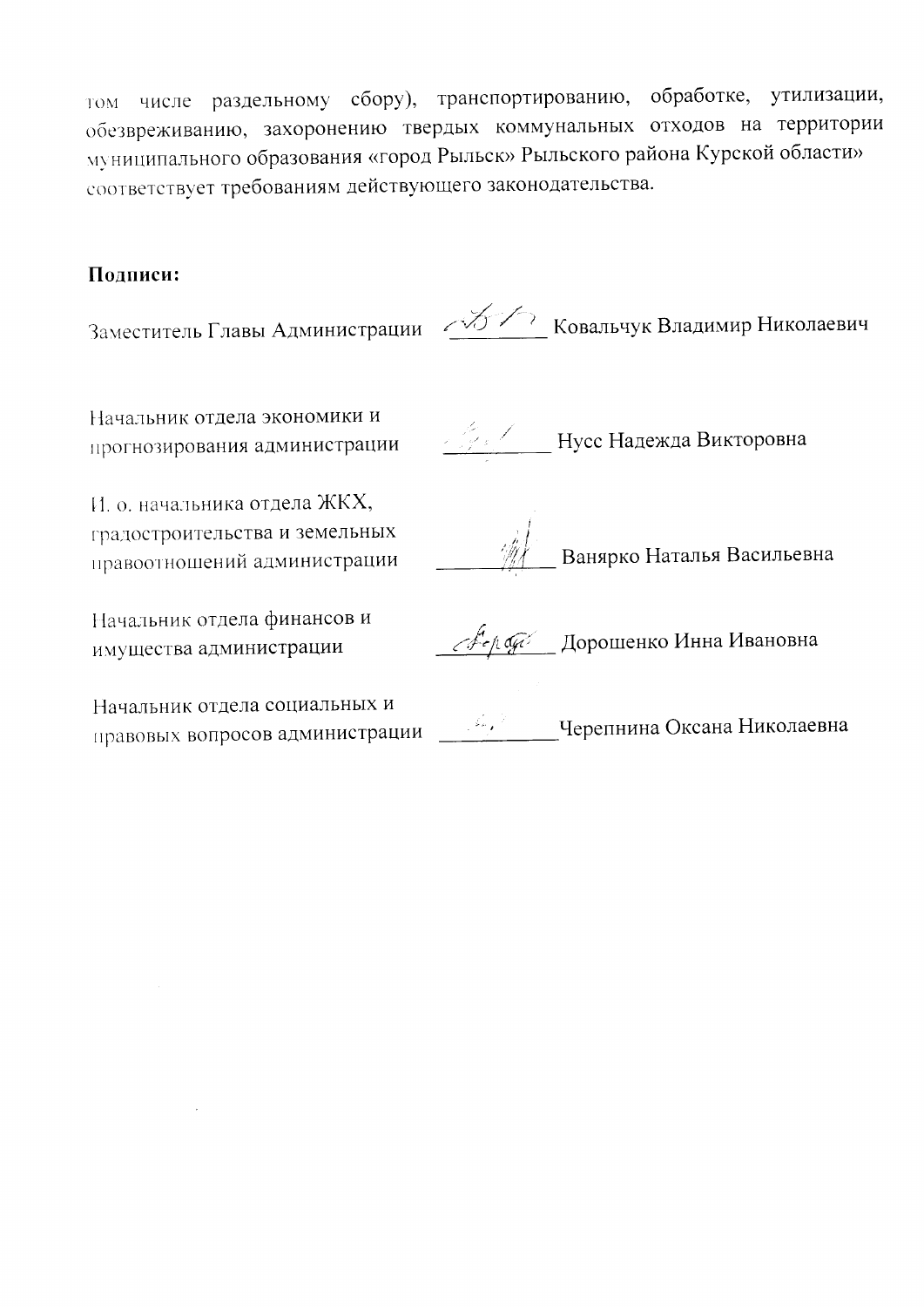том числе раздельному сбору), транспортированию, обработке, утилизации, обезвреживанию, захоронению твердых коммунальных отходов на территории муниципального образования «город Рыльск» Рыльского района Курской области» соответствует требованиям действующего законодательства.

**Подписи:**

Заместитель Главы Администрации \_\_\_\_\_\_\_\_\_ Ковальчук Владимир Николаевич

Начальник отдела экономики и прогнозирования администрации \_\_\_\_\_\_\_\_\_ Нусс Надежда Викторовна

И. о. начальника отдела ЖКХ, градостроительства и земельных правоотношений администрации \_\_\_\_\_\_\_\_\_ Ванярко Наталья Васильевна

Начальник отдела финансов и имущества администрации \_\_\_\_\_\_\_\_\_ Дорошенко Инна Ивановна

Начальник отдела социальных и правовых вопросов администрации \_\_\_\_\_\_\_\_\_ Черепнина Оксана Николаевна